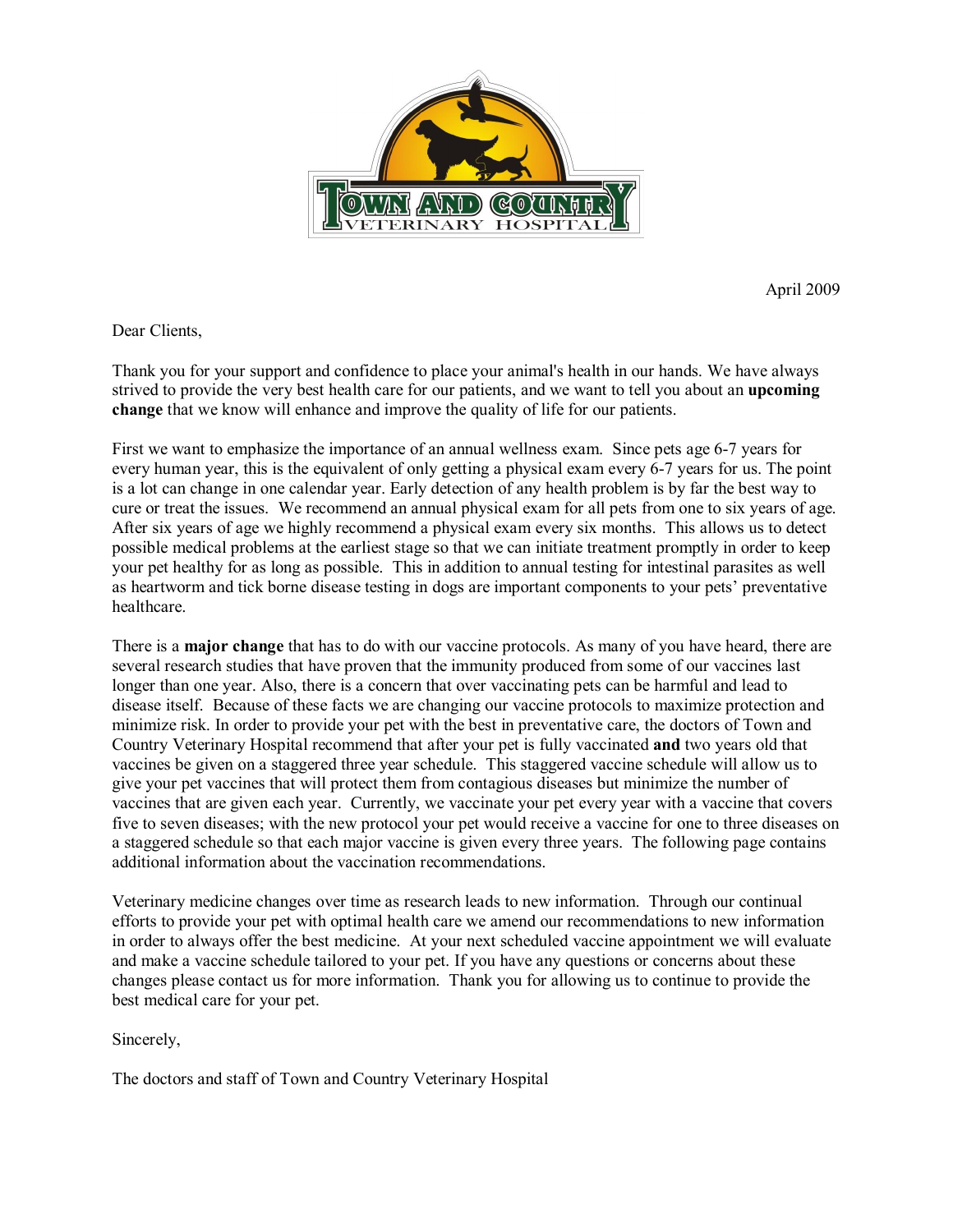April 2009

Dear Clients,

Thank you for your support and confidence to place your animal's health in our hands. We have always strived to provide the very best health care for our patients, and we want to tell you about an **upcoming change** that we know will enhance and improve the quality of life for our patients.

First we want to emphasize the importance of an annual wellness exam. Since pets age 6-7 years for every human year, this is the equivalent of only getting a physical exam every 6-7 years for us. The point is a lot can change in one calendar year. Early detection of any health problem is by far the best way to cure or treat the issues. We recommend an annual physical exam for all pets from one to six years of age. After six years of age we highly recommend a physical exam every six months. This allows us to detect possible medical problems at the earliest stage so that we can initiate treatment promptly in order to keep your pet healthy for as long as possible. This in addition to annual testing for intestinal parasites as well as heartworm and tick borne disease testing in dogs are important components to your pets' preventative healthcare.

There is a **major change** that has to do with our vaccine protocols. As many of you have heard, there are several research studies that have proven that the immunity produced from some of our vaccines last longer than one year. Also, there is a concern that over vaccinating pets can be harmful and lead to disease itself. Because of these facts we are changing our vaccine protocols to maximize protection and minimize risk. In order to provide your pet with the best in preventative care, the doctors of Town and Country Veterinary Hospital recommend that after your pet is fully vaccinated **and** two years old that vaccines be given on a staggered three year schedule. This staggered vaccine schedule will allow us to give your pet vaccines that will protect them from contagious diseases but minimize the number of vaccines that are given each year. Currently, we vaccinate your pet every year with a vaccine that covers five to seven diseases; with the new protocol your pet would receive a vaccine for one to three diseases on a staggered schedule so that each major vaccine is given every three years. The following page contains additional information about the vaccination recommendations.

Veterinary medicine changes over time as research leads to new information. Through our continual efforts to provide your pet with optimal health care we amend our recommendations to new information in order to always offer the best medicine. At your next scheduled vaccine appointment we will evaluate and make a vaccine schedule tailored to your pet. If you have any questions or concerns about these changes please contact us for more information. Thank you for allowing us to continue to provide the best medical care for your pet.

Sincerely,

The doctors and staff of Town and Country Veterinary Hospital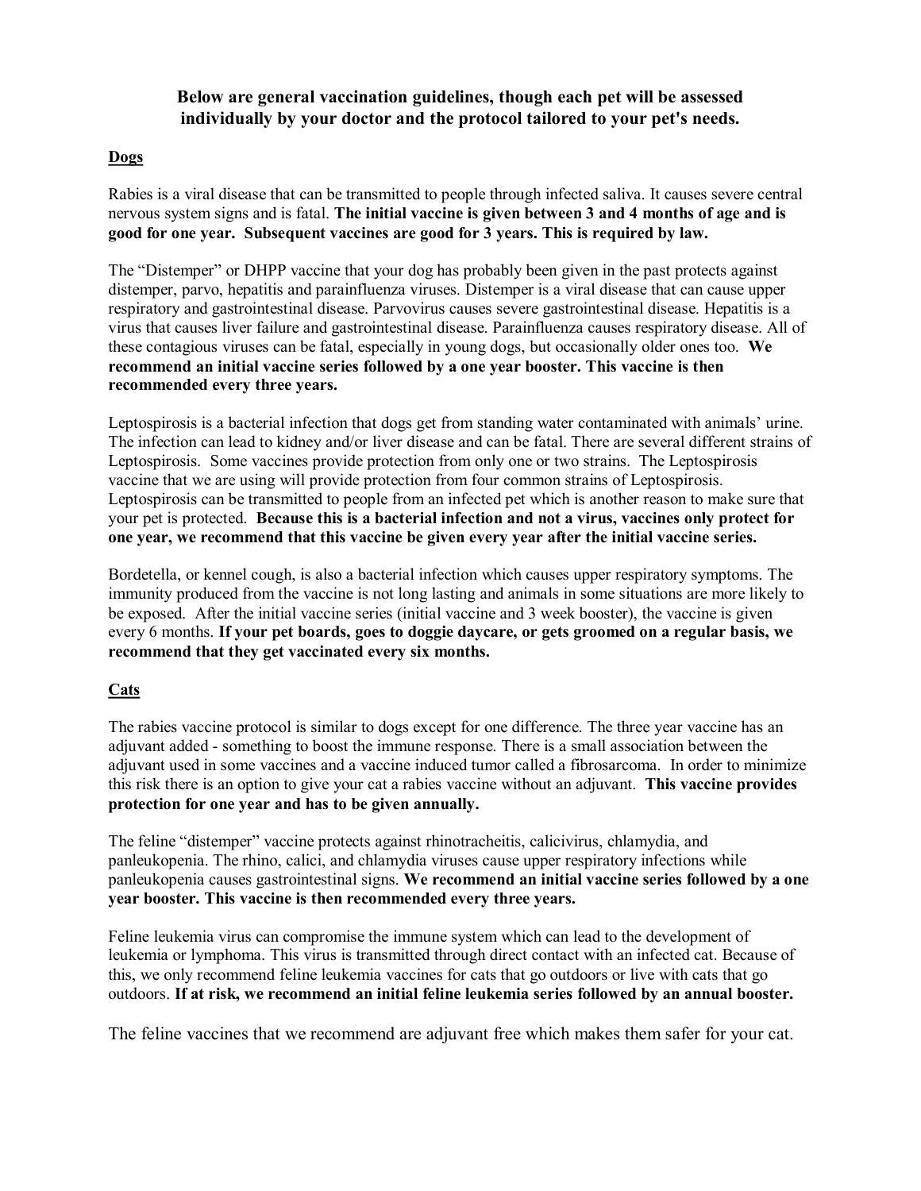**Below are general vaccination guidelines, though each pet will be assessed individually by your doctor and the protocol tailored to your pet's needs.**

## Dogs

Rabies is a viral disease that can be transmitted to people through infected saliva. It causes severe central nervous system signs and is fatal. **The initial vaccine is given between 3 and 4 months of age and is good for one year. Subsequent vaccines are good for 3 years. This is required by law.**

The "Distemper" or DHPP vaccine that your dog has probably been given in the past protects against distemper, parvo, hepatitis and parainfluenza viruses. Distemper is a viral disease that can cause upper respiratory and gastrointestinal disease. Parvovirus causes severe gastrointestinal disease. Hepatitis is a virus that causes liver failure and gastrointestinal disease. Parainfluenza causes respiratory disease. All of these contagious viruses can be fatal, especially in young dogs, but occasionally older ones too. **We recommend an initial vaccine series followed by a one year booster. This vaccine is then recommended every three years.**

Leptospirosis is a bacterial infection that dogs get from standing water contaminated with animals' urine. The infection can lead to kidney and/or liver disease and can be fatal. There are several different strains of Leptospirosis. Some vaccines provide protection from only one or two strains. The Leptospirosis vaccine that we are using will provide protection from four common strains of Leptospirosis. Leptospirosis can be transmitted to people from an infected pet which is another reason to make sure that your pet is protected. **Because this is a bacterial infection and not a virus, vaccines only protect for one year, we recommend that this vaccine be given every year after the initial vaccine series.**

Bordetella, or kennel cough, is also a bacterial infection which causes upper respiratory symptoms. The immunity produced from the vaccine is not long lasting and animals in some situations are more likely to be exposed. After the initial vaccine series (initial vaccine and 3 week booster), the vaccine is given every 6 months. **If your pet boards, goes to doggie daycare, or gets groomed on a regular basis, we recommend that they get vaccinated every six months.**

## Cats

The rabies vaccine protocol is similar to dogs except for one difference. The three year vaccine has an adjuvant added - something to boost the immune response. There is a small association between the adjuvant used in some vaccines and a vaccine induced tumor called a fibrosarcoma. In order to minimize this risk there is an option to give your cat a rabies vaccine without an adjuvant. **This vaccine provides protection for one year and has to be given annually.**

The feline "distemper" vaccine protects against rhinotracheitis, calicivirus, chlamydia, and panleukopenia. The rhino, calici, and chlamydia viruses cause upper respiratory infections while panleukopenia causes gastrointestinal signs. **We recommend an initial vaccine series followed by a one year booster. This vaccine is then recommended every three years.**

Feline leukemia virus can compromise the immune system which can lead to the development of leukemia or lymphoma. This virus is transmitted through direct contact with an infected cat. Because of this, we only recommend feline leukemia vaccines for cats that go outdoors or live with cats that go outdoors. **If at risk, we recommend an initial feline leukemia series followed by an annual booster.**

The feline vaccines that we recommend are adjuvant free which makes them safer for your cat.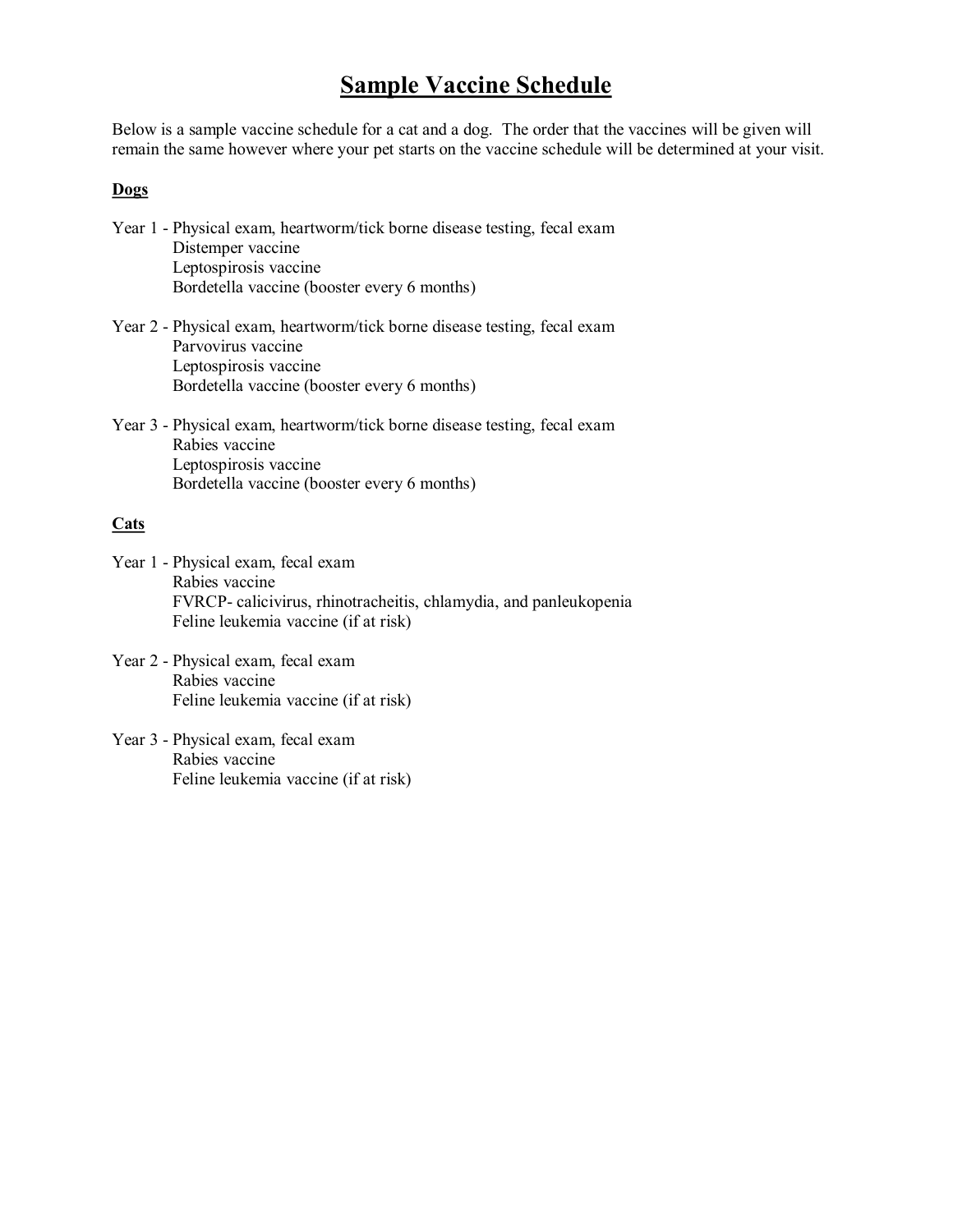# Sample Vaccine Schedule

Below is a sample vaccine schedule for a cat and a dog. The order that the vaccines will be given will remain the same however where your pet starts on the vaccine schedule will be determined at your visit.

## Dogs

Year 1 - Physical exam, heartworm/tick borne disease testing, fecal exam
- Distemper vaccine
- Leptospirosis vaccine
- Bordetella vaccine (booster every 6 months)

Year 2 - Physical exam, heartworm/tick borne disease testing, fecal exam
- Parvovirus vaccine
- Leptospirosis vaccine
- Bordetella vaccine (booster every 6 months)

Year 3 - Physical exam, heartworm/tick borne disease testing, fecal exam
- Rabies vaccine
- Leptospirosis vaccine
- Bordetella vaccine (booster every 6 months)

## Cats

Year 1 - Physical exam, fecal exam
- Rabies vaccine
- FVRCP- calicivirus, rhinotracheitis, chlamydia, and panleukopenia
- Feline leukemia vaccine (if at risk)

Year 2 - Physical exam, fecal exam
- Rabies vaccine
- Feline leukemia vaccine (if at risk)

Year 3 - Physical exam, fecal exam
- Rabies vaccine
- Feline leukemia vaccine (if at risk)